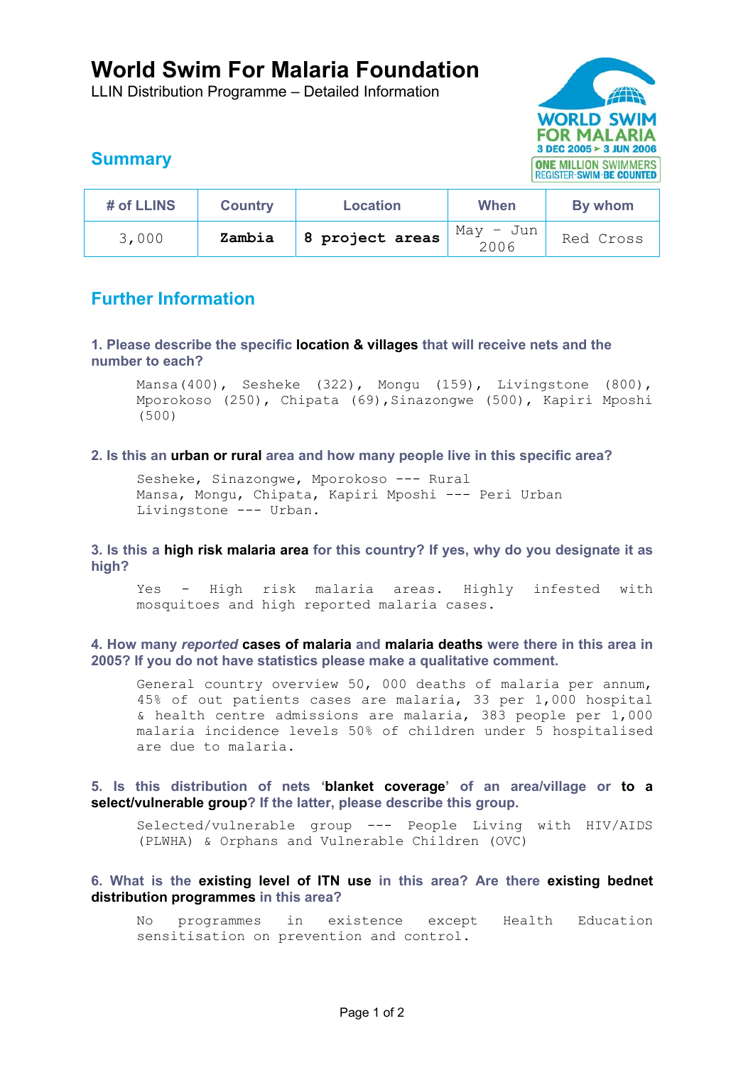# World Swim For Malaria Foundation

LLIN Distribution Programme – Detailed Information

## Summary

| # of LLINS | Country | Location | When | By whom |
|---|---|---|---|---|
| 3,000 | **Zambia** | **8 project areas** | May – Jun 2006 | Red Cross |

## Further Information

### 1. Please describe the specific **location & villages** that will receive nets and the number to each?

Mansa(400), Sesheke (322), Mongu (159), Livingstone (800), Mporokoso (250), Chipata (69),Sinazongwe (500), Kapiri Mposhi (500)

### 2. Is this an **urban or rural** area and how many people live in this specific area?

Sesheke, Sinazongwe, Mporokoso --- Rural
Mansa, Mongu, Chipata, Kapiri Mposhi --- Peri Urban
Livingstone --- Urban.

### 3. Is this a **high risk malaria area** for this country? If yes, why do you designate it as high?

Yes - High risk malaria areas. Highly infested with mosquitoes and high reported malaria cases.

### 4. How many *reported* **cases of malaria** and **malaria deaths** were there in this area in 2005? If you do not have statistics please make a qualitative comment.

General country overview 50, 000 deaths of malaria per annum, 45% of out patients cases are malaria, 33 per 1,000 hospital & health centre admissions are malaria, 383 people per 1,000 malaria incidence levels 50% of children under 5 hospitalised are due to malaria.

### 5. Is this distribution of nets '**blanket coverage**' of an area/village or **to a select/vulnerable group**? If the latter, please describe this group.

Selected/vulnerable group --- People Living with HIV/AIDS (PLWHA) & Orphans and Vulnerable Children (OVC)

### 6. What is the **existing level of ITN use** in this area? Are there **existing bednet distribution programmes** in this area?

No programmes in existence except Health Education sensitisation on prevention and control.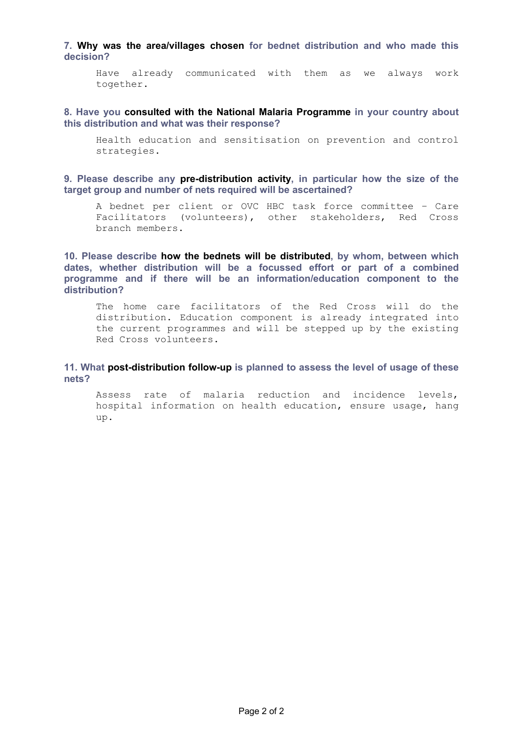**7. Why was the area/villages chosen for bednet distribution and who made this decision?**

Have already communicated with them as we always work together.

**8. Have you consulted with the National Malaria Programme in your country about this distribution and what was their response?**

Health education and sensitisation on prevention and control strategies.

**9. Please describe any pre-distribution activity, in particular how the size of the target group and number of nets required will be ascertained?**

A bednet per client or OVC HBC task force committee – Care Facilitators (volunteers), other stakeholders, Red Cross branch members.

**10. Please describe how the bednets will be distributed, by whom, between which dates, whether distribution will be a focussed effort or part of a combined programme and if there will be an information/education component to the distribution?**

The home care facilitators of the Red Cross will do the distribution. Education component is already integrated into the current programmes and will be stepped up by the existing Red Cross volunteers.

**11. What post-distribution follow-up is planned to assess the level of usage of these nets?**

Assess rate of malaria reduction and incidence levels, hospital information on health education, ensure usage, hang up.